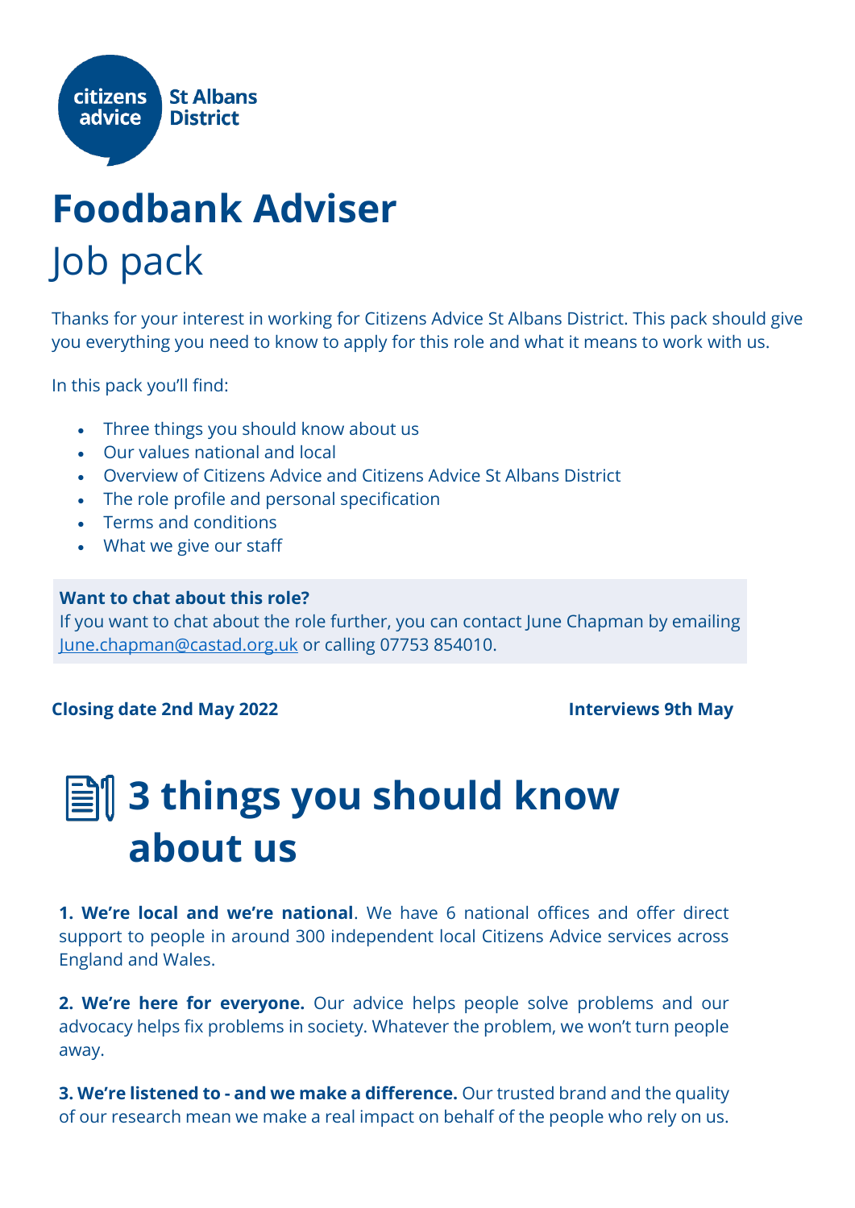citizens advice St Albans District

# Foodbank Adviser

Job pack

Thanks for your interest in working for Citizens Advice St Albans District. This pack should give you everything you need to know to apply for this role and what it means to work with us.

In this pack you'll find:

- Three things you should know about us
- Our values national and local
- Overview of Citizens Advice and Citizens Advice St Albans District
- The role profile and personal specification
- Terms and conditions
- What we give our staff

**Want to chat about this role?**
If you want to chat about the role further, you can contact June Chapman by emailing June.chapman@castad.org.uk or calling 07753 854010.

**Closing date 2nd May 2022** **Interviews 9th May**

## 3 things you should know about us

**1. We're local and we're national**. We have 6 national offices and offer direct support to people in around 300 independent local Citizens Advice services across England and Wales.

**2. We're here for everyone.** Our advice helps people solve problems and our advocacy helps fix problems in society. Whatever the problem, we won't turn people away.

**3. We're listened to - and we make a difference.** Our trusted brand and the quality of our research mean we make a real impact on behalf of the people who rely on us.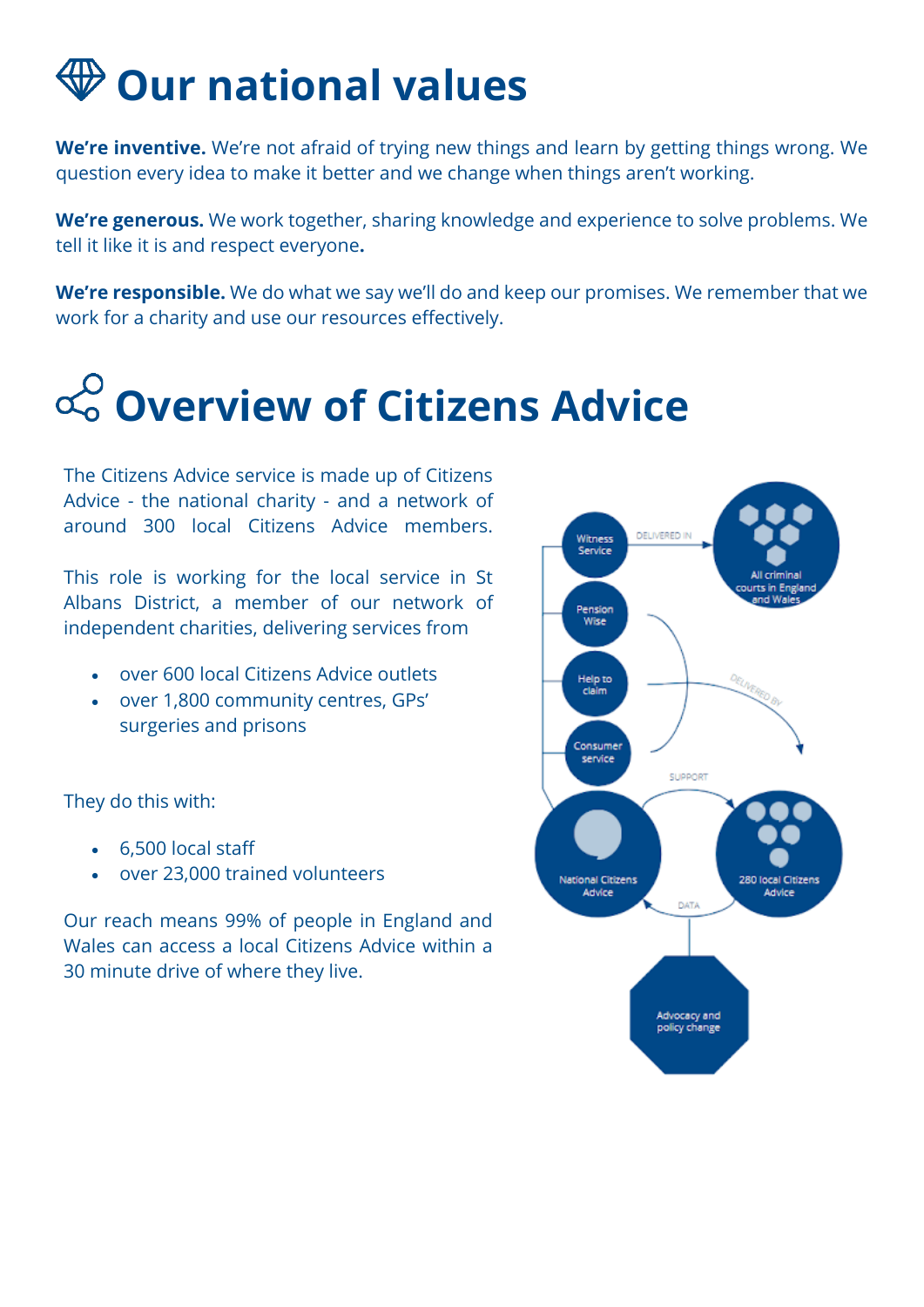# Our national values

**We're inventive.** We're not afraid of trying new things and learn by getting things wrong. We question every idea to make it better and we change when things aren't working.

**We're generous.** We work together, sharing knowledge and experience to solve problems. We tell it like it is and respect everyone**.**

**We're responsible.** We do what we say we'll do and keep our promises. We remember that we work for a charity and use our resources effectively.

# Overview of Citizens Advice

The Citizens Advice service is made up of Citizens Advice - the national charity - and a network of around 300 local Citizens Advice members.

This role is working for the local service in St Albans District, a member of our network of independent charities, delivering services from

- over 600 local Citizens Advice outlets
- over 1,800 community centres, GPs' surgeries and prisons

They do this with:

- 6,500 local staff
- over 23,000 trained volunteers

Our reach means 99% of people in England and Wales can access a local Citizens Advice within a 30 minute drive of where they live.

Witness Service — DELIVERED IN — All criminal courts in England and Wales

Pension Wise

Help to claim — DELIVERED BY

Consumer service

SUPPORT

National Citizens Advice

280 local Citizens Advice

DATA

Advocacy and policy change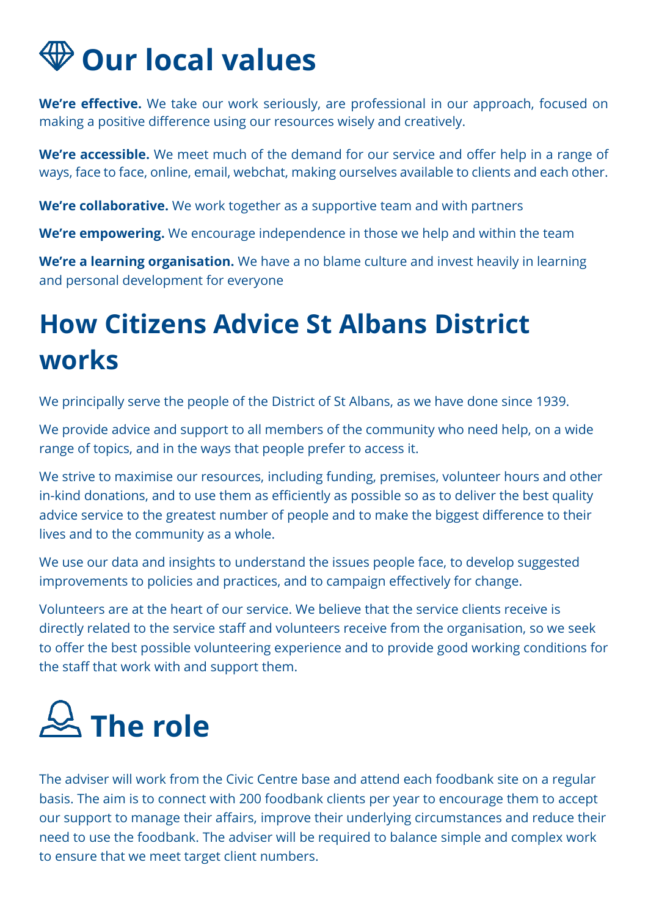# Our local values

**We're effective.** We take our work seriously, are professional in our approach, focused on making a positive difference using our resources wisely and creatively.

**We're accessible.** We meet much of the demand for our service and offer help in a range of ways, face to face, online, email, webchat, making ourselves available to clients and each other.

**We're collaborative.** We work together as a supportive team and with partners

**We're empowering.** We encourage independence in those we help and within the team

**We're a learning organisation.** We have a no blame culture and invest heavily in learning and personal development for everyone

# How Citizens Advice St Albans District works

We principally serve the people of the District of St Albans, as we have done since 1939.

We provide advice and support to all members of the community who need help, on a wide range of topics, and in the ways that people prefer to access it.

We strive to maximise our resources, including funding, premises, volunteer hours and other in-kind donations, and to use them as efficiently as possible so as to deliver the best quality advice service to the greatest number of people and to make the biggest difference to their lives and to the community as a whole.

We use our data and insights to understand the issues people face, to develop suggested improvements to policies and practices, and to campaign effectively for change.

Volunteers are at the heart of our service. We believe that the service clients receive is directly related to the service staff and volunteers receive from the organisation, so we seek to offer the best possible volunteering experience and to provide good working conditions for the staff that work with and support them.

# The role

The adviser will work from the Civic Centre base and attend each foodbank site on a regular basis. The aim is to connect with 200 foodbank clients per year to encourage them to accept our support to manage their affairs, improve their underlying circumstances and reduce their need to use the foodbank. The adviser will be required to balance simple and complex work to ensure that we meet target client numbers.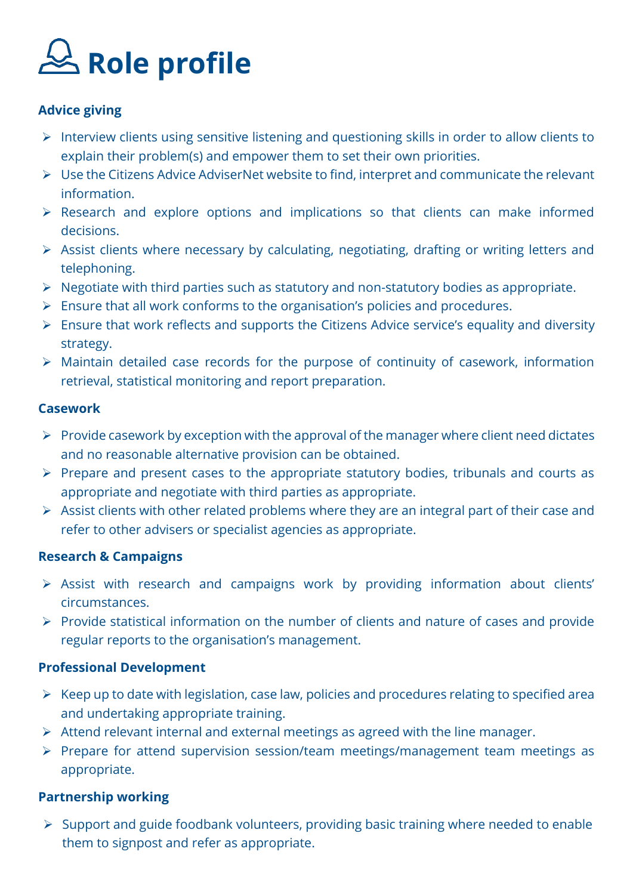# Role profile

### Advice giving

- Interview clients using sensitive listening and questioning skills in order to allow clients to explain their problem(s) and empower them to set their own priorities.
- Use the Citizens Advice AdviserNet website to find, interpret and communicate the relevant information.
- Research and explore options and implications so that clients can make informed decisions.
- Assist clients where necessary by calculating, negotiating, drafting or writing letters and telephoning.
- Negotiate with third parties such as statutory and non-statutory bodies as appropriate.
- Ensure that all work conforms to the organisation's policies and procedures.
- Ensure that work reflects and supports the Citizens Advice service's equality and diversity strategy.
- Maintain detailed case records for the purpose of continuity of casework, information retrieval, statistical monitoring and report preparation.

### Casework

- Provide casework by exception with the approval of the manager where client need dictates and no reasonable alternative provision can be obtained.
- Prepare and present cases to the appropriate statutory bodies, tribunals and courts as appropriate and negotiate with third parties as appropriate.
- Assist clients with other related problems where they are an integral part of their case and refer to other advisers or specialist agencies as appropriate.

### Research & Campaigns

- Assist with research and campaigns work by providing information about clients' circumstances.
- Provide statistical information on the number of clients and nature of cases and provide regular reports to the organisation's management.

### Professional Development

- Keep up to date with legislation, case law, policies and procedures relating to specified area and undertaking appropriate training.
- Attend relevant internal and external meetings as agreed with the line manager.
- Prepare for attend supervision session/team meetings/management team meetings as appropriate.

### Partnership working

- Support and guide foodbank volunteers, providing basic training where needed to enable them to signpost and refer as appropriate.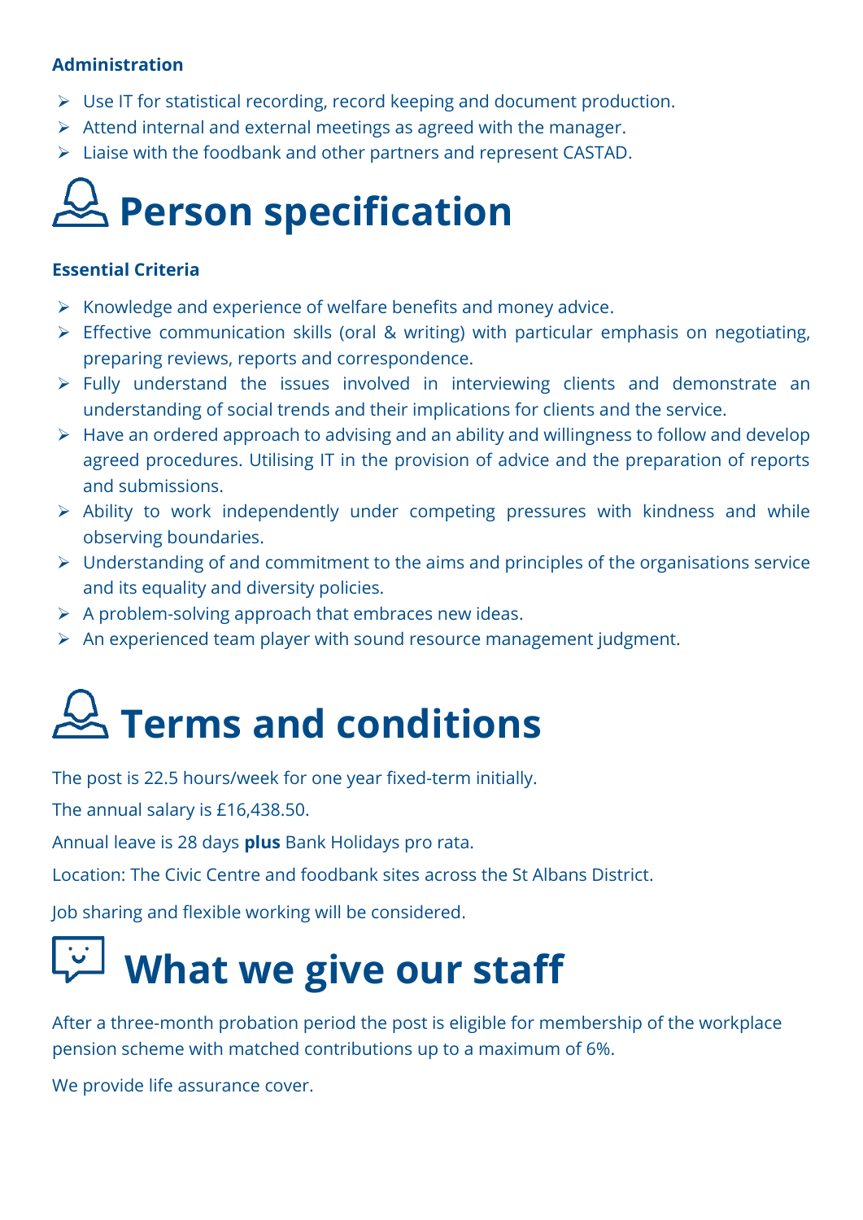**Administration**

- Use IT for statistical recording, record keeping and document production.
- Attend internal and external meetings as agreed with the manager.
- Liaise with the foodbank and other partners and represent CASTAD.

# Person specification

**Essential Criteria**

- Knowledge and experience of welfare benefits and money advice.
- Effective communication skills (oral & writing) with particular emphasis on negotiating, preparing reviews, reports and correspondence.
- Fully understand the issues involved in interviewing clients and demonstrate an understanding of social trends and their implications for clients and the service.
- Have an ordered approach to advising and an ability and willingness to follow and develop agreed procedures. Utilising IT in the provision of advice and the preparation of reports and submissions.
- Ability to work independently under competing pressures with kindness and while observing boundaries.
- Understanding of and commitment to the aims and principles of the organisations service and its equality and diversity policies.
- A problem-solving approach that embraces new ideas.
- An experienced team player with sound resource management judgment.

# Terms and conditions

The post is 22.5 hours/week for one year fixed-term initially.

The annual salary is £16,438.50.

Annual leave is 28 days **plus** Bank Holidays pro rata.

Location: The Civic Centre and foodbank sites across the St Albans District.

Job sharing and flexible working will be considered.

# What we give our staff

After a three-month probation period the post is eligible for membership of the workplace pension scheme with matched contributions up to a maximum of 6%.

We provide life assurance cover.